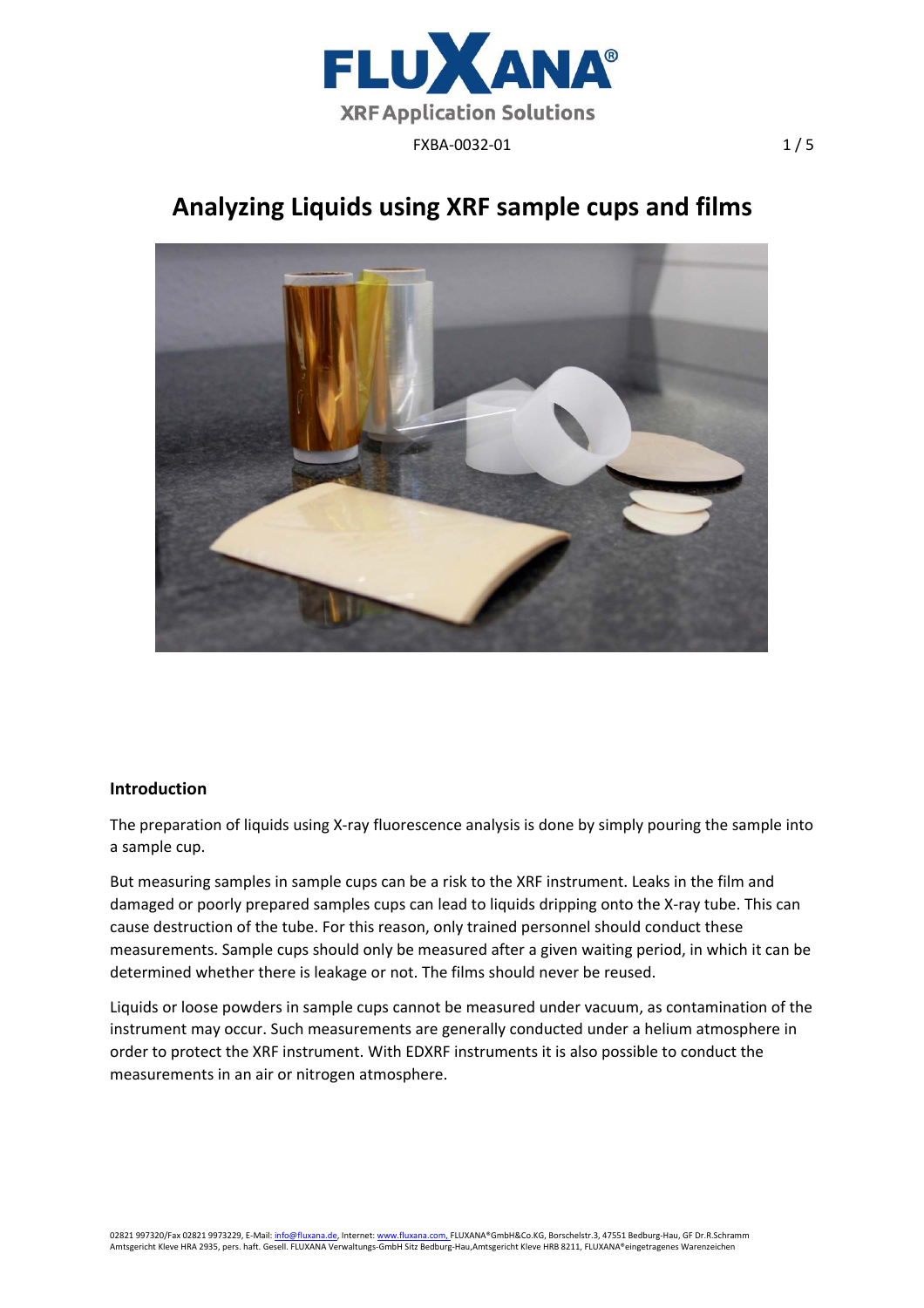# Analyzing Liquids using XRF sample cups and films

### Introduction

The preparation of liquids using X-ray fluorescence analysis is done by simply pouring the sample into a sample cup.

But measuring samples in sample cups can be a risk to the XRF instrument. Leaks in the film and damaged or poorly prepared samples cups can lead to liquids dripping onto the X-ray tube. This can cause destruction of the tube. For this reason, only trained personnel should conduct these measurements. Sample cups should only be measured after a given waiting period, in which it can be determined whether there is leakage or not. The films should never be reused.

Liquids or loose powders in sample cups cannot be measured under vacuum, as contamination of the instrument may occur. Such measurements are generally conducted under a helium atmosphere in order to protect the XRF instrument. With EDXRF instruments it is also possible to conduct the measurements in an air or nitrogen atmosphere.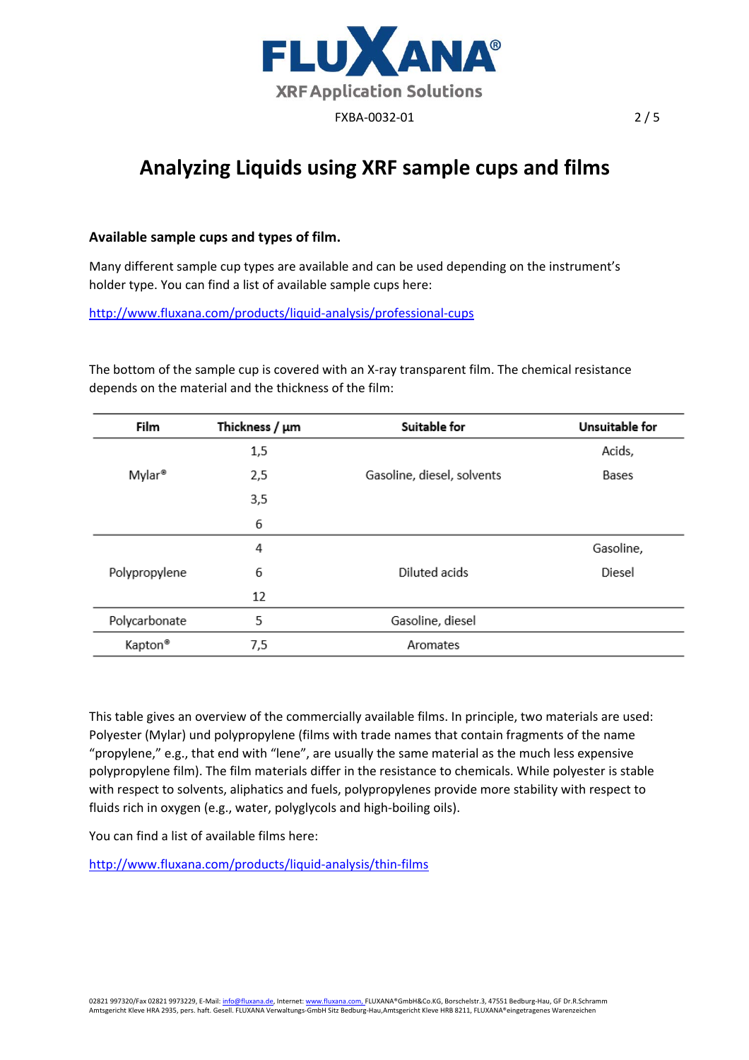# Analyzing Liquids using XRF sample cups and films

**Available sample cups and types of film.**

Many different sample cup types are available and can be used depending on the instrument's holder type. You can find a list of available sample cups here:

http://www.fluxana.com/products/liquid-analysis/professional-cups

The bottom of the sample cup is covered with an X-ray transparent film. The chemical resistance depends on the material and the thickness of the film:

| Film | Thickness / µm | Suitable for | Unsuitable for |
|---|---|---|---|
| Mylar® | 1,5 | Gasoline, diesel, solvents | Acids, |
| | 2,5 | | Bases |
| | 3,5 | | |
| | 6 | | |
| Polypropylene | 4 | Diluted acids | Gasoline, |
| | 6 | | Diesel |
| | 12 | | |
| Polycarbonate | 5 | Gasoline, diesel | |
| Kapton® | 7,5 | Aromates | |

This table gives an overview of the commercially available films. In principle, two materials are used: Polyester (Mylar) und polypropylene (films with trade names that contain fragments of the name "propylene," e.g., that end with "lene", are usually the same material as the much less expensive polypropylene film). The film materials differ in the resistance to chemicals. While polyester is stable with respect to solvents, aliphatics and fuels, polypropylenes provide more stability with respect to fluids rich in oxygen (e.g., water, polyglycols and high-boiling oils).

You can find a list of available films here:

http://www.fluxana.com/products/liquid-analysis/thin-films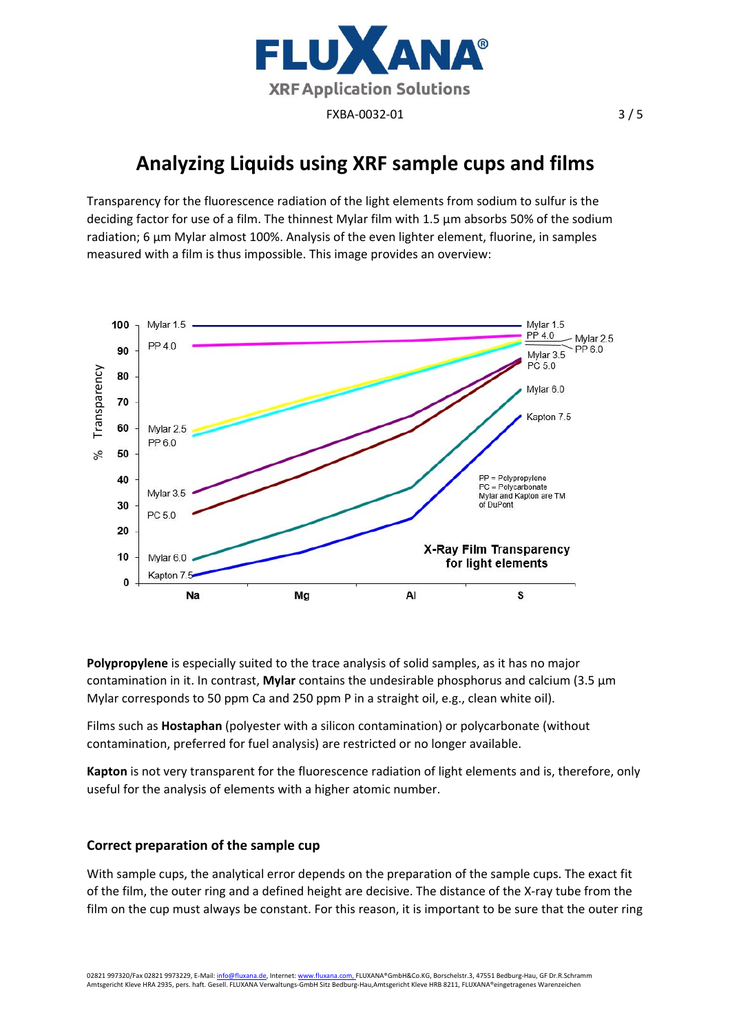# Analyzing Liquids using XRF sample cups and films

Transparency for the fluorescence radiation of the light elements from sodium to sulfur is the deciding factor for use of a film. The thinnest Mylar film with 1.5 µm absorbs 50% of the sodium radiation; 6 µm Mylar almost 100%. Analysis of the even lighter element, fluorine, in samples measured with a film is thus impossible. This image provides an overview:

X-Ray Film Transparency for light elements

% Transparency

100
90
80
70
60
50
40
30
20
10
0

Na
Mg
Al
S

Mylar 1.5
PP 4.0
Mylar 2.5
PP 6.0
Mylar 3.5
PC 5.0
Mylar 6.0
Kapton 7.5

PP = Polypropylene
PC = Polycarbonate
Mylar and Kapton are TM of DuPont

**Polypropylene** is especially suited to the trace analysis of solid samples, as it has no major contamination in it. In contrast, **Mylar** contains the undesirable phosphorus and calcium (3.5 µm Mylar corresponds to 50 ppm Ca and 250 ppm P in a straight oil, e.g., clean white oil).

Films such as **Hostaphan** (polyester with a silicon contamination) or polycarbonate (without contamination, preferred for fuel analysis) are restricted or no longer available.

**Kapton** is not very transparent for the fluorescence radiation of light elements and is, therefore, only useful for the analysis of elements with a higher atomic number.

### Correct preparation of the sample cup

With sample cups, the analytical error depends on the preparation of the sample cups. The exact fit of the film, the outer ring and a defined height are decisive. The distance of the X-ray tube from the film on the cup must always be constant. For this reason, it is important to be sure that the outer ring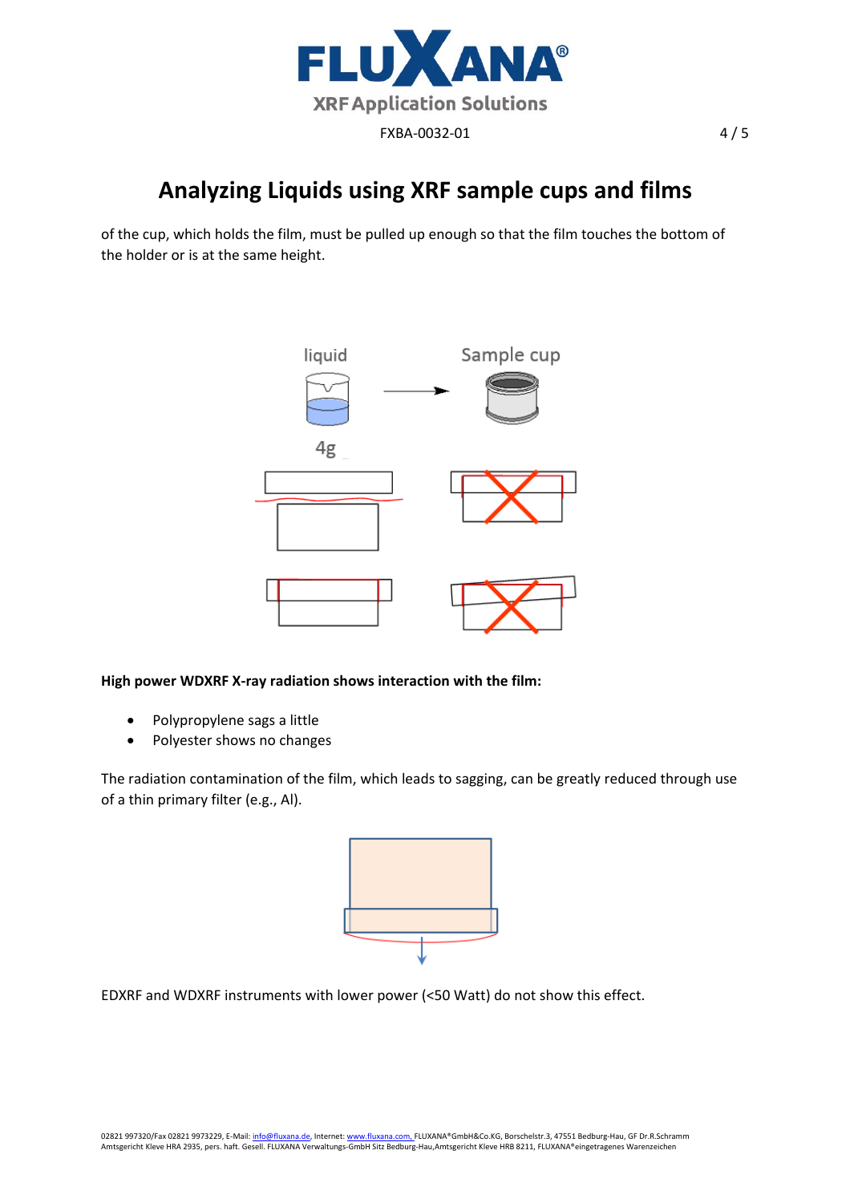# Analyzing Liquids using XRF sample cups and films

of the cup, which holds the film, must be pulled up enough so that the film touches the bottom of the holder or is at the same height.

liquid

Sample cup

4g

**High power WDXRF X-ray radiation shows interaction with the film:**

- Polypropylene sags a little
- Polyester shows no changes

The radiation contamination of the film, which leads to sagging, can be greatly reduced through use of a thin primary filter (e.g., Al).

EDXRF and WDXRF instruments with lower power (<50 Watt) do not show this effect.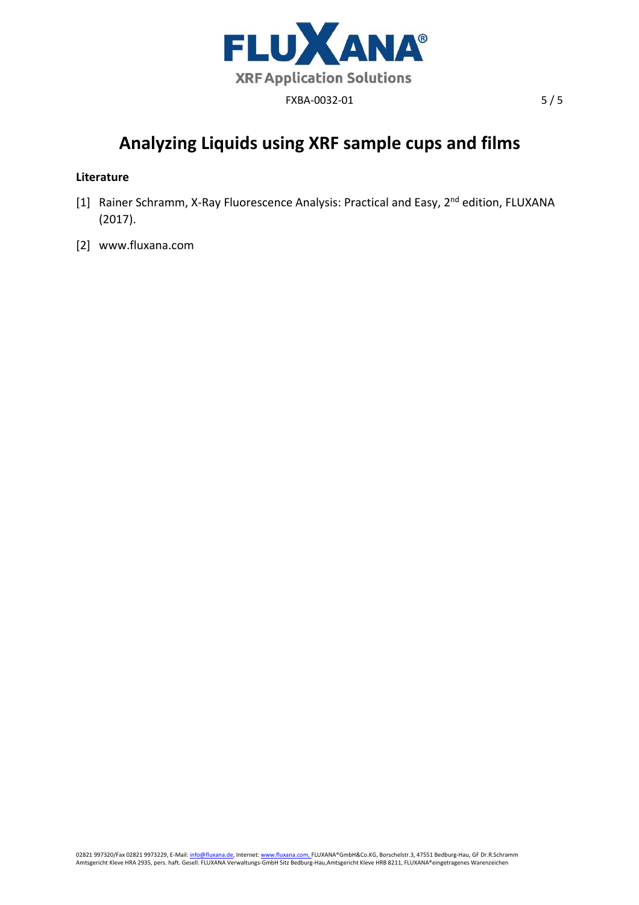# Analyzing Liquids using XRF sample cups and films

**Literature**

[1] Rainer Schramm, X-Ray Fluorescence Analysis: Practical and Easy, 2$^{nd}$ edition, FLUXANA (2017).

[2] www.fluxana.com